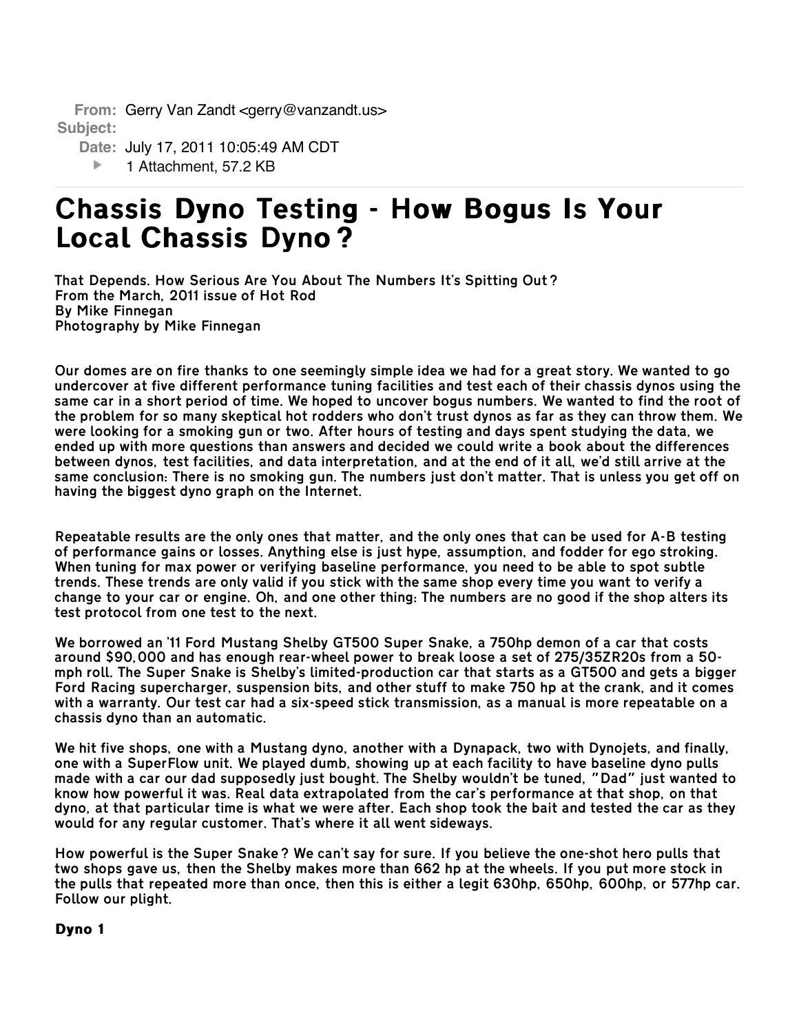**From:** Gerry Van Zandt <gerry@vanzandt.us>
**Subject:**
**Date:** July 17, 2011 10:05:49 AM CDT
1 Attachment, 57.2 KB

# Chassis Dyno Testing - How Bogus Is Your Local Chassis Dyno?

**That Depends. How Serious Are You About The Numbers It's Spitting Out?**
**From the March, 2011 issue of Hot Rod**
**By Mike Finnegan**
**Photography by Mike Finnegan**

Our domes are on fire thanks to one seemingly simple idea we had for a great story. We wanted to go undercover at five different performance tuning facilities and test each of their chassis dynos using the same car in a short period of time. We hoped to uncover bogus numbers. We wanted to find the root of the problem for so many skeptical hot rodders who don't trust dynos as far as they can throw them. We were looking for a smoking gun or two. After hours of testing and days spent studying the data, we ended up with more questions than answers and decided we could write a book about the differences between dynos, test facilities, and data interpretation, and at the end of it all, we'd still arrive at the same conclusion: There is no smoking gun. The numbers just don't matter. That is unless you get off on having the biggest dyno graph on the Internet.

Repeatable results are the only ones that matter, and the only ones that can be used for A-B testing of performance gains or losses. Anything else is just hype, assumption, and fodder for ego stroking. When tuning for max power or verifying baseline performance, you need to be able to spot subtle trends. These trends are only valid if you stick with the same shop every time you want to verify a change to your car or engine. Oh, and one other thing: The numbers are no good if the shop alters its test protocol from one test to the next.

We borrowed an '11 Ford Mustang Shelby GT500 Super Snake, a 750hp demon of a car that costs around $90,000 and has enough rear-wheel power to break loose a set of 275/35ZR20s from a 50-mph roll. The Super Snake is Shelby's limited-production car that starts as a GT500 and gets a bigger Ford Racing supercharger, suspension bits, and other stuff to make 750 hp at the crank, and it comes with a warranty. Our test car had a six-speed stick transmission, as a manual is more repeatable on a chassis dyno than an automatic.

We hit five shops, one with a Mustang dyno, another with a Dynapack, two with Dynojets, and finally, one with a SuperFlow unit. We played dumb, showing up at each facility to have baseline dyno pulls made with a car our dad supposedly just bought. The Shelby wouldn't be tuned, "Dad" just wanted to know how powerful it was. Real data extrapolated from the car's performance at that shop, on that dyno, at that particular time is what we were after. Each shop took the bait and tested the car as they would for any regular customer. That's where it all went sideways.

How powerful is the Super Snake? We can't say for sure. If you believe the one-shot hero pulls that two shops gave us, then the Shelby makes more than 662 hp at the wheels. If you put more stock in the pulls that repeated more than once, then this is either a legit 630hp, 650hp, 600hp, or 577hp car. Follow our plight.

### Dyno 1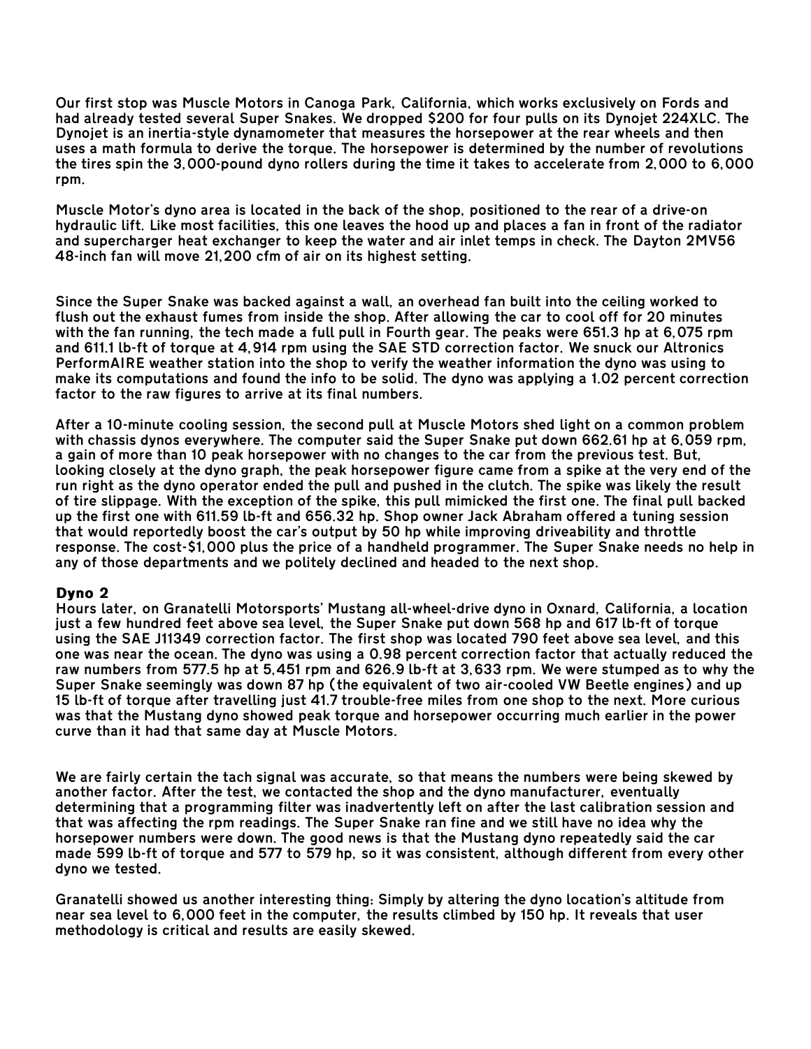Our first stop was Muscle Motors in Canoga Park, California, which works exclusively on Fords and had already tested several Super Snakes. We dropped $200 for four pulls on its Dynojet 224XLC. The Dynojet is an inertia-style dynamometer that measures the horsepower at the rear wheels and then uses a math formula to derive the torque. The horsepower is determined by the number of revolutions the tires spin the 3,000-pound dyno rollers during the time it takes to accelerate from 2,000 to 6,000 rpm.

Muscle Motor's dyno area is located in the back of the shop, positioned to the rear of a drive-on hydraulic lift. Like most facilities, this one leaves the hood up and places a fan in front of the radiator and supercharger heat exchanger to keep the water and air inlet temps in check. The Dayton 2MV56 48-inch fan will move 21,200 cfm of air on its highest setting.

Since the Super Snake was backed against a wall, an overhead fan built into the ceiling worked to flush out the exhaust fumes from inside the shop. After allowing the car to cool off for 20 minutes with the fan running, the tech made a full pull in Fourth gear. The peaks were 651.3 hp at 6,075 rpm and 611.1 lb-ft of torque at 4,914 rpm using the SAE STD correction factor. We snuck our Altronics PerformAIRE weather station into the shop to verify the weather information the dyno was using to make its computations and found the info to be solid. The dyno was applying a 1.02 percent correction factor to the raw figures to arrive at its final numbers.

After a 10-minute cooling session, the second pull at Muscle Motors shed light on a common problem with chassis dynos everywhere. The computer said the Super Snake put down 662.61 hp at 6,059 rpm, a gain of more than 10 peak horsepower with no changes to the car from the previous test. But, looking closely at the dyno graph, the peak horsepower figure came from a spike at the very end of the run right as the dyno operator ended the pull and pushed in the clutch. The spike was likely the result of tire slippage. With the exception of the spike, this pull mimicked the first one. The final pull backed up the first one with 611.59 lb-ft and 656.32 hp. Shop owner Jack Abraham offered a tuning session that would reportedly boost the car's output by 50 hp while improving driveability and throttle response. The cost-$1,000 plus the price of a handheld programmer. The Super Snake needs no help in any of those departments and we politely declined and headed to the next shop.

## Dyno 2

Hours later, on Granatelli Motorsports' Mustang all-wheel-drive dyno in Oxnard, California, a location just a few hundred feet above sea level, the Super Snake put down 568 hp and 617 lb-ft of torque using the SAE J11349 correction factor. The first shop was located 790 feet above sea level, and this one was near the ocean. The dyno was using a 0.98 percent correction factor that actually reduced the raw numbers from 577.5 hp at 5,451 rpm and 626.9 lb-ft at 3,633 rpm. We were stumped as to why the Super Snake seemingly was down 87 hp (the equivalent of two air-cooled VW Beetle engines) and up 15 lb-ft of torque after travelling just 41.7 trouble-free miles from one shop to the next. More curious was that the Mustang dyno showed peak torque and horsepower occurring much earlier in the power curve than it had that same day at Muscle Motors.

We are fairly certain the tach signal was accurate, so that means the numbers were being skewed by another factor. After the test, we contacted the shop and the dyno manufacturer, eventually determining that a programming filter was inadvertently left on after the last calibration session and that was affecting the rpm readings. The Super Snake ran fine and we still have no idea why the horsepower numbers were down. The good news is that the Mustang dyno repeatedly said the car made 599 lb-ft of torque and 577 to 579 hp, so it was consistent, although different from every other dyno we tested.

Granatelli showed us another interesting thing: Simply by altering the dyno location's altitude from near sea level to 6,000 feet in the computer, the results climbed by 150 hp. It reveals that user methodology is critical and results are easily skewed.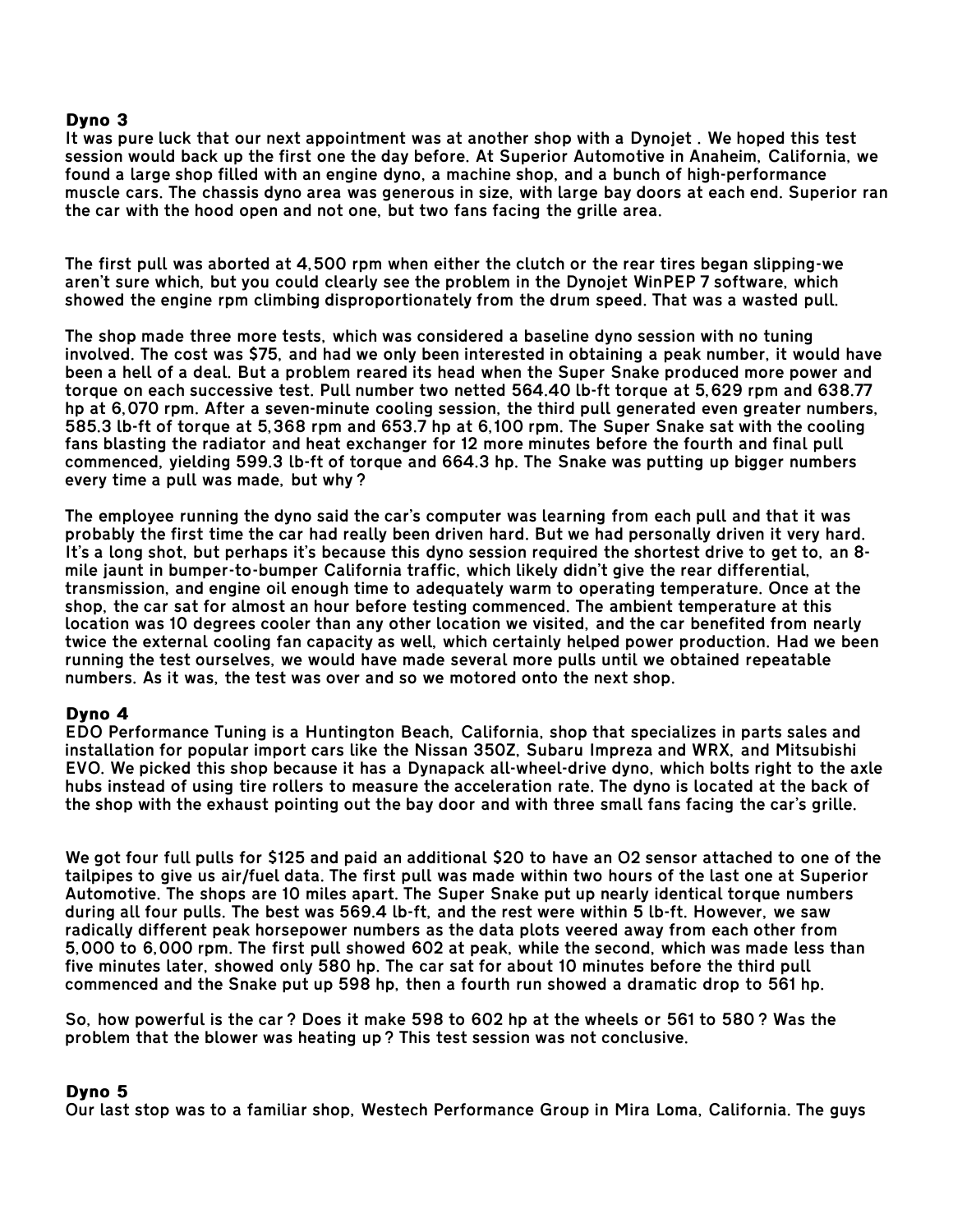## Dyno 3

It was pure luck that our next appointment was at another shop with a Dynojet . We hoped this test session would back up the first one the day before. At Superior Automotive in Anaheim, California, we found a large shop filled with an engine dyno, a machine shop, and a bunch of high-performance muscle cars. The chassis dyno area was generous in size, with large bay doors at each end. Superior ran the car with the hood open and not one, but two fans facing the grille area.

The first pull was aborted at 4,500 rpm when either the clutch or the rear tires began slipping-we aren't sure which, but you could clearly see the problem in the Dynojet WinPEP 7 software, which showed the engine rpm climbing disproportionately from the drum speed. That was a wasted pull.

The shop made three more tests, which was considered a baseline dyno session with no tuning involved. The cost was $75, and had we only been interested in obtaining a peak number, it would have been a hell of a deal. But a problem reared its head when the Super Snake produced more power and torque on each successive test. Pull number two netted 564.40 lb-ft torque at 5,629 rpm and 638.77 hp at 6,070 rpm. After a seven-minute cooling session, the third pull generated even greater numbers, 585.3 lb-ft of torque at 5,368 rpm and 653.7 hp at 6,100 rpm. The Super Snake sat with the cooling fans blasting the radiator and heat exchanger for 12 more minutes before the fourth and final pull commenced, yielding 599.3 lb-ft of torque and 664.3 hp. The Snake was putting up bigger numbers every time a pull was made, but why ?

The employee running the dyno said the car's computer was learning from each pull and that it was probably the first time the car had really been driven hard. But we had personally driven it very hard. It's a long shot, but perhaps it's because this dyno session required the shortest drive to get to, an 8-mile jaunt in bumper-to-bumper California traffic, which likely didn't give the rear differential, transmission, and engine oil enough time to adequately warm to operating temperature. Once at the shop, the car sat for almost an hour before testing commenced. The ambient temperature at this location was 10 degrees cooler than any other location we visited, and the car benefited from nearly twice the external cooling fan capacity as well, which certainly helped power production. Had we been running the test ourselves, we would have made several more pulls until we obtained repeatable numbers. As it was, the test was over and so we motored onto the next shop.

## Dyno 4

EDO Performance Tuning is a Huntington Beach, California, shop that specializes in parts sales and installation for popular import cars like the Nissan 350Z, Subaru Impreza and WRX, and Mitsubishi EVO. We picked this shop because it has a Dynapack all-wheel-drive dyno, which bolts right to the axle hubs instead of using tire rollers to measure the acceleration rate. The dyno is located at the back of the shop with the exhaust pointing out the bay door and with three small fans facing the car's grille.

We got four full pulls for $125 and paid an additional $20 to have an O2 sensor attached to one of the tailpipes to give us air/fuel data. The first pull was made within two hours of the last one at Superior Automotive. The shops are 10 miles apart. The Super Snake put up nearly identical torque numbers during all four pulls. The best was 569.4 lb-ft, and the rest were within 5 lb-ft. However, we saw radically different peak horsepower numbers as the data plots veered away from each other from 5,000 to 6,000 rpm. The first pull showed 602 at peak, while the second, which was made less than five minutes later, showed only 580 hp. The car sat for about 10 minutes before the third pull commenced and the Snake put up 598 hp, then a fourth run showed a dramatic drop to 561 hp.

So, how powerful is the car ? Does it make 598 to 602 hp at the wheels or 561 to 580 ? Was the problem that the blower was heating up ? This test session was not conclusive.

## Dyno 5

Our last stop was to a familiar shop, Westech Performance Group in Mira Loma, California. The guys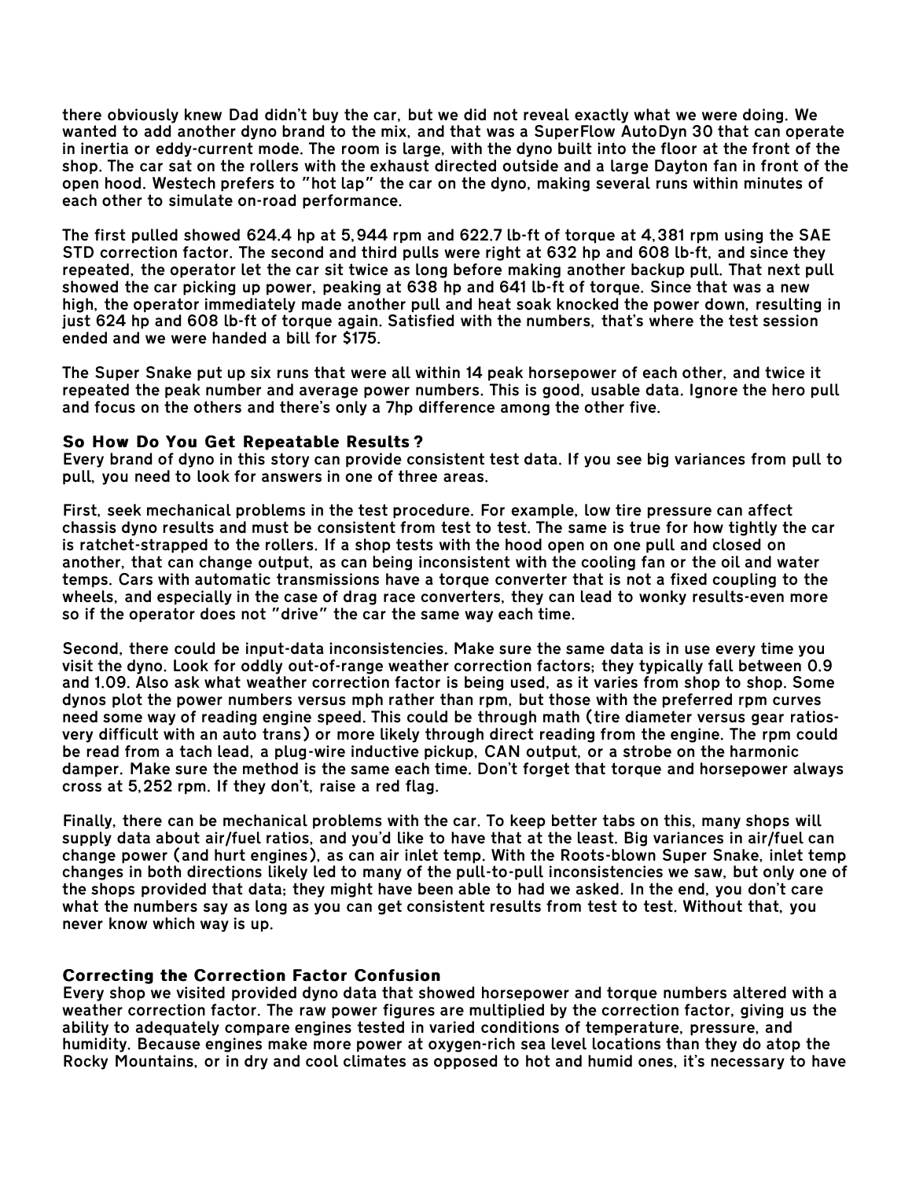there obviously knew Dad didn't buy the car, but we did not reveal exactly what we were doing. We wanted to add another dyno brand to the mix, and that was a SuperFlow AutoDyn 30 that can operate in inertia or eddy-current mode. The room is large, with the dyno built into the floor at the front of the shop. The car sat on the rollers with the exhaust directed outside and a large Dayton fan in front of the open hood. Westech prefers to "hot lap" the car on the dyno, making several runs within minutes of each other to simulate on-road performance.

The first pulled showed 624.4 hp at 5,944 rpm and 622.7 lb-ft of torque at 4,381 rpm using the SAE STD correction factor. The second and third pulls were right at 632 hp and 608 lb-ft, and since they repeated, the operator let the car sit twice as long before making another backup pull. That next pull showed the car picking up power, peaking at 638 hp and 641 lb-ft of torque. Since that was a new high, the operator immediately made another pull and heat soak knocked the power down, resulting in just 624 hp and 608 lb-ft of torque again. Satisfied with the numbers, that's where the test session ended and we were handed a bill for $175.

The Super Snake put up six runs that were all within 14 peak horsepower of each other, and twice it repeated the peak number and average power numbers. This is good, usable data. Ignore the hero pull and focus on the others and there's only a 7hp difference among the other five.

### So How Do You Get Repeatable Results?

Every brand of dyno in this story can provide consistent test data. If you see big variances from pull to pull, you need to look for answers in one of three areas.

First, seek mechanical problems in the test procedure. For example, low tire pressure can affect chassis dyno results and must be consistent from test to test. The same is true for how tightly the car is ratchet-strapped to the rollers. If a shop tests with the hood open on one pull and closed on another, that can change output, as can being inconsistent with the cooling fan or the oil and water temps. Cars with automatic transmissions have a torque converter that is not a fixed coupling to the wheels, and especially in the case of drag race converters, they can lead to wonky results-even more so if the operator does not "drive" the car the same way each time.

Second, there could be input-data inconsistencies. Make sure the same data is in use every time you visit the dyno. Look for oddly out-of-range weather correction factors; they typically fall between 0.9 and 1.09. Also ask what weather correction factor is being used, as it varies from shop to shop. Some dynos plot the power numbers versus mph rather than rpm, but those with the preferred rpm curves need some way of reading engine speed. This could be through math (tire diameter versus gear ratios-very difficult with an auto trans) or more likely through direct reading from the engine. The rpm could be read from a tach lead, a plug-wire inductive pickup, CAN output, or a strobe on the harmonic damper. Make sure the method is the same each time. Don't forget that torque and horsepower always cross at 5,252 rpm. If they don't, raise a red flag.

Finally, there can be mechanical problems with the car. To keep better tabs on this, many shops will supply data about air/fuel ratios, and you'd like to have that at the least. Big variances in air/fuel can change power (and hurt engines), as can air inlet temp. With the Roots-blown Super Snake, inlet temp changes in both directions likely led to many of the pull-to-pull inconsistencies we saw, but only one of the shops provided that data; they might have been able to had we asked. In the end, you don't care what the numbers say as long as you can get consistent results from test to test. Without that, you never know which way is up.

### Correcting the Correction Factor Confusion

Every shop we visited provided dyno data that showed horsepower and torque numbers altered with a weather correction factor. The raw power figures are multiplied by the correction factor, giving us the ability to adequately compare engines tested in varied conditions of temperature, pressure, and humidity. Because engines make more power at oxygen-rich sea level locations than they do atop the Rocky Mountains, or in dry and cool climates as opposed to hot and humid ones, it's necessary to have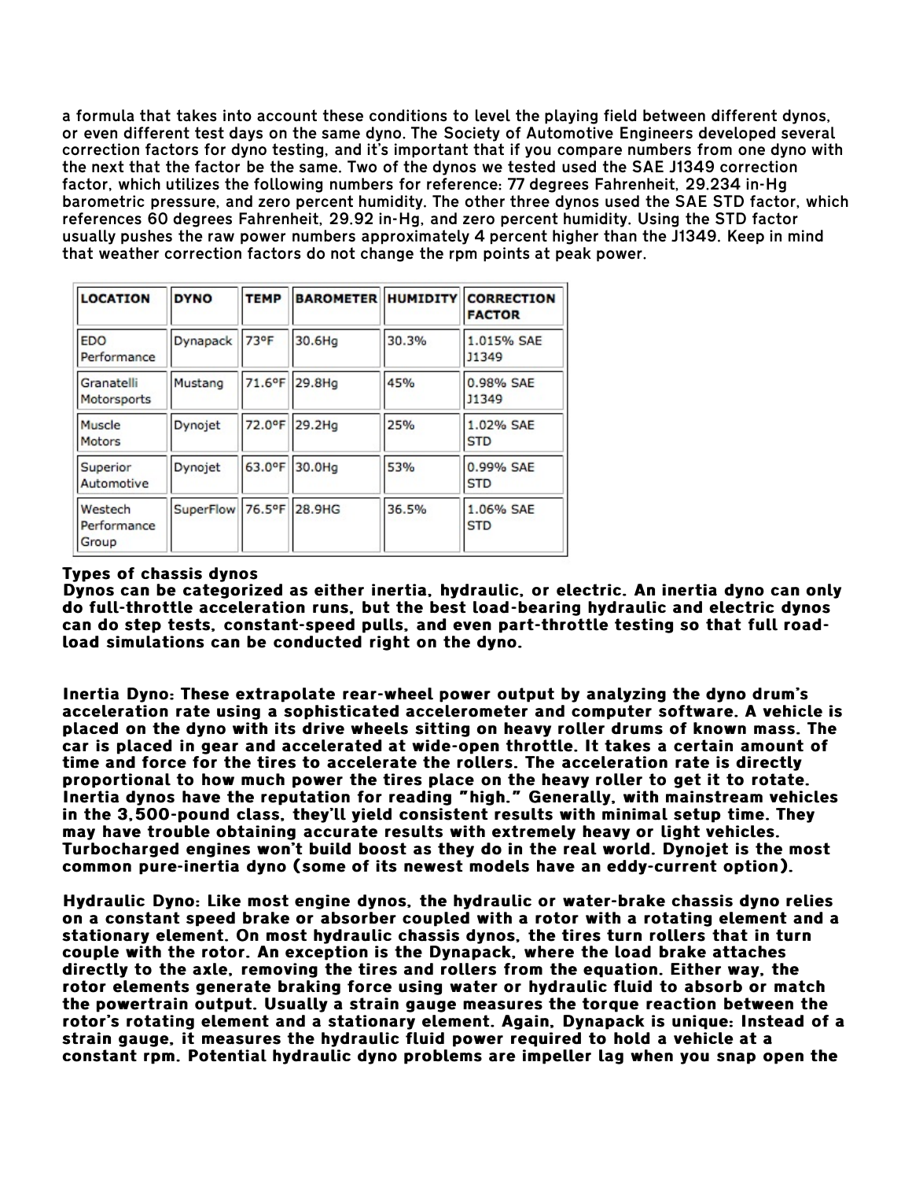a formula that takes into account these conditions to level the playing field between different dynos, or even different test days on the same dyno. The Society of Automotive Engineers developed several correction factors for dyno testing, and it's important that if you compare numbers from one dyno with the next that the factor be the same. Two of the dynos we tested used the SAE J1349 correction factor, which utilizes the following numbers for reference: 77 degrees Fahrenheit, 29.234 in-Hg barometric pressure, and zero percent humidity. The other three dynos used the SAE STD factor, which references 60 degrees Fahrenheit, 29.92 in-Hg, and zero percent humidity. Using the STD factor usually pushes the raw power numbers approximately 4 percent higher than the J1349. Keep in mind that weather correction factors do not change the rpm points at peak power.

| LOCATION | DYNO | TEMP | BAROMETER | HUMIDITY | CORRECTION FACTOR |
|---|---|---|---|---|---|
| EDO Performance | Dynapack | 73°F | 30.6Hg | 30.3% | 1.015% SAE J1349 |
| Granatelli Motorsports | Mustang | 71.6°F | 29.8Hg | 45% | 0.98% SAE J1349 |
| Muscle Motors | Dynojet | 72.0°F | 29.2Hg | 25% | 1.02% SAE STD |
| Superior Automotive | Dynojet | 63.0°F | 30.0Hg | 53% | 0.99% SAE STD |
| Westech Performance Group | SuperFlow | 76.5°F | 28.9HG | 36.5% | 1.06% SAE STD |

**Types of chassis dynos**

**Dynos can be categorized as either inertia, hydraulic, or electric. An inertia dyno can only do full-throttle acceleration runs, but the best load-bearing hydraulic and electric dynos can do step tests, constant-speed pulls, and even part-throttle testing so that full road-load simulations can be conducted right on the dyno.**

**Inertia Dyno: These extrapolate rear-wheel power output by analyzing the dyno drum's acceleration rate using a sophisticated accelerometer and computer software. A vehicle is placed on the dyno with its drive wheels sitting on heavy roller drums of known mass. The car is placed in gear and accelerated at wide-open throttle. It takes a certain amount of time and force for the tires to accelerate the rollers. The acceleration rate is directly proportional to how much power the tires place on the heavy roller to get it to rotate. Inertia dynos have the reputation for reading "high." Generally, with mainstream vehicles in the 3,500-pound class, they'll yield consistent results with minimal setup time. They may have trouble obtaining accurate results with extremely heavy or light vehicles. Turbocharged engines won't build boost as they do in the real world. Dynojet is the most common pure-inertia dyno (some of its newest models have an eddy-current option).**

**Hydraulic Dyno: Like most engine dynos, the hydraulic or water-brake chassis dyno relies on a constant speed brake or absorber coupled with a rotor with a rotating element and a stationary element. On most hydraulic chassis dynos, the tires turn rollers that in turn couple with the rotor. An exception is the Dynapack, where the load brake attaches directly to the axle, removing the tires and rollers from the equation. Either way, the rotor elements generate braking force using water or hydraulic fluid to absorb or match the powertrain output. Usually a strain gauge measures the torque reaction between the rotor's rotating element and a stationary element. Again, Dynapack is unique: Instead of a strain gauge, it measures the hydraulic fluid power required to hold a vehicle at a constant rpm. Potential hydraulic dyno problems are impeller lag when you snap open the**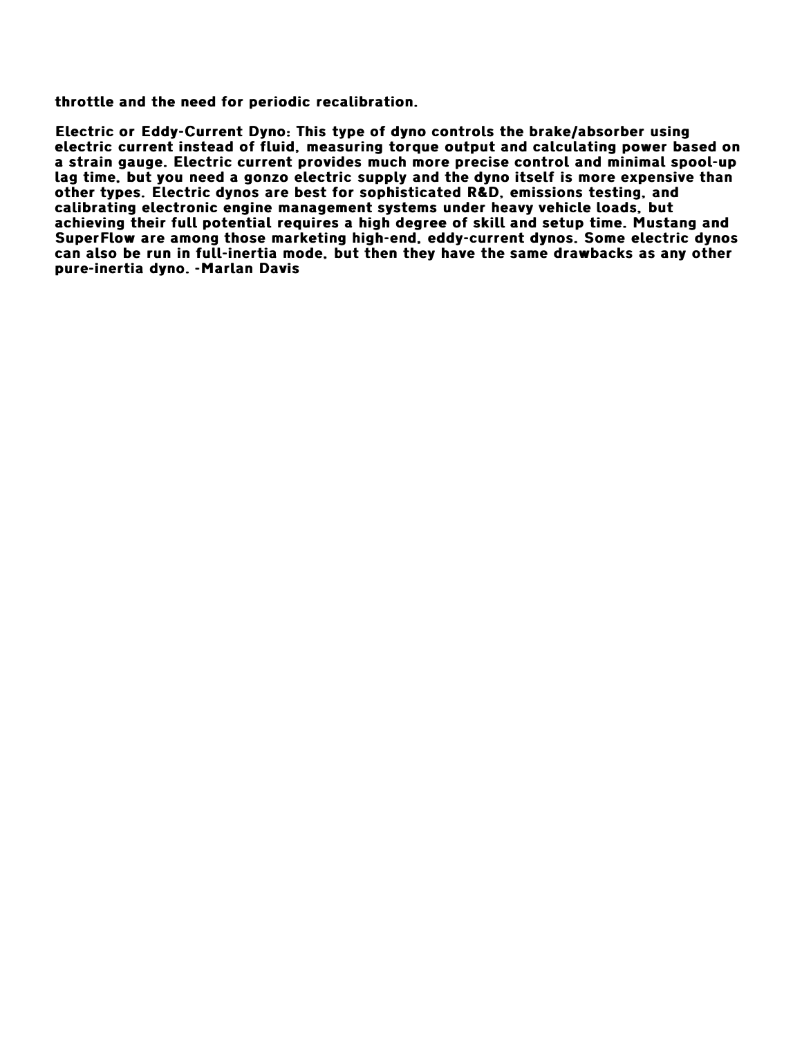throttle and the need for periodic recalibration.

Electric or Eddy-Current Dyno: This type of dyno controls the brake/absorber using electric current instead of fluid, measuring torque output and calculating power based on a strain gauge. Electric current provides much more precise control and minimal spool-up lag time, but you need a gonzo electric supply and the dyno itself is more expensive than other types. Electric dynos are best for sophisticated R&D, emissions testing, and calibrating electronic engine management systems under heavy vehicle loads, but achieving their full potential requires a high degree of skill and setup time. Mustang and SuperFlow are among those marketing high-end, eddy-current dynos. Some electric dynos can also be run in full-inertia mode, but then they have the same drawbacks as any other pure-inertia dyno. -Marlan Davis